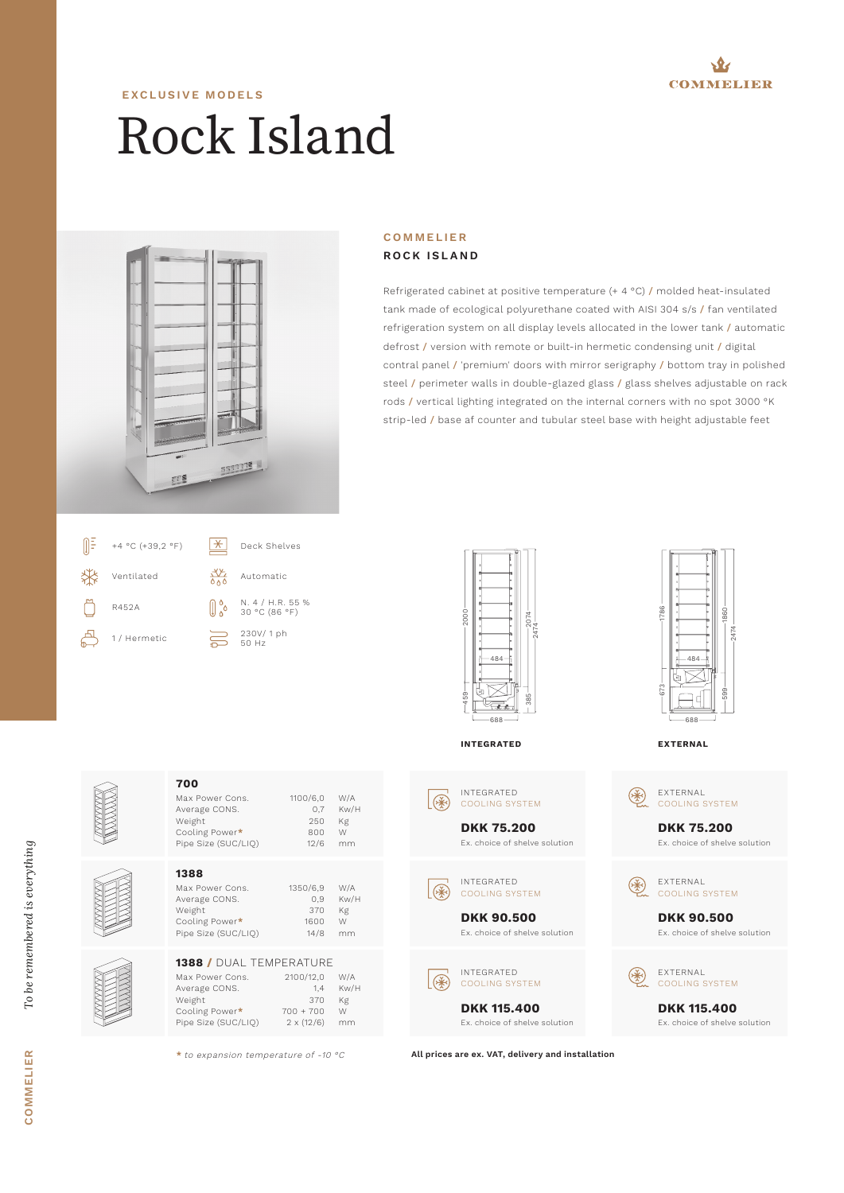EXCLUSIVE MODELS

# Rock Island

## COMMELIER
### ROCK ISLAND

Refrigerated cabinet at positive temperature (+ 4 °C) / molded heat-insulated tank made of ecological polyurethane coated with AISI 304 s/s / fan ventilated refrigeration system on all display levels allocated in the lower tank / automatic defrost / version with remote or built-in hermetic condensing unit / digital contral panel / 'premium' doors with mirror serigraphy / bottom tray in polished steel / perimeter walls in double-glazed glass / glass shelves adjustable on rack rods / vertical lighting integrated on the internal corners with no spot 3000 °K strip-led / base af counter and tubular steel base with height adjustable feet

- +4 °C (+39,2 °F)
- Deck Shelves
- Ventilated
- Automatic
- R452A
- N. 4 / H.R. 55 % 30 °C (86 °F)
- 1 / Hermetic
- 230V/ 1 ph 50 Hz

INTEGRATED

EXTERNAL

| Model | Spec | Value | Unit | Integrated cooling system | External cooling system |
|---|---|---|---|---|---|
| **700** | Max Power Cons. | 1100/6,0 | W/A | **DKK 75.200** Ex. choice of shelve solution | **DKK 75.200** Ex. choice of shelve solution |
| | Average CONS. | 0,7 | Kw/H | | |
| | Weight | 250 | Kg | | |
| | Cooling Power* | 800 | W | | |
| | Pipe Size (SUC/LIQ) | 12/6 | mm | | |
| **1388** | Max Power Cons. | 1350/6,9 | W/A | **DKK 90.500** Ex. choice of shelve solution | **DKK 90.500** Ex. choice of shelve solution |
| | Average CONS. | 0,9 | Kw/H | | |
| | Weight | 370 | Kg | | |
| | Cooling Power* | 1600 | W | | |
| | Pipe Size (SUC/LIQ) | 14/8 | mm | | |
| **1388** / DUAL TEMPERATURE | Max Power Cons. | 2100/12,0 | W/A | **DKK 115.400** Ex. choice of shelve solution | **DKK 115.400** Ex. choice of shelve solution |
| | Average CONS. | 1,4 | Kw/H | | |
| | Weight | 370 | Kg | | |
| | Cooling Power* | 700 + 700 | W | | |
| | Pipe Size (SUC/LIQ) | 2 x (12/6) | mm | | |

*\* to expansion temperature of -10 °C*

**All prices are ex. VAT, delivery and installation**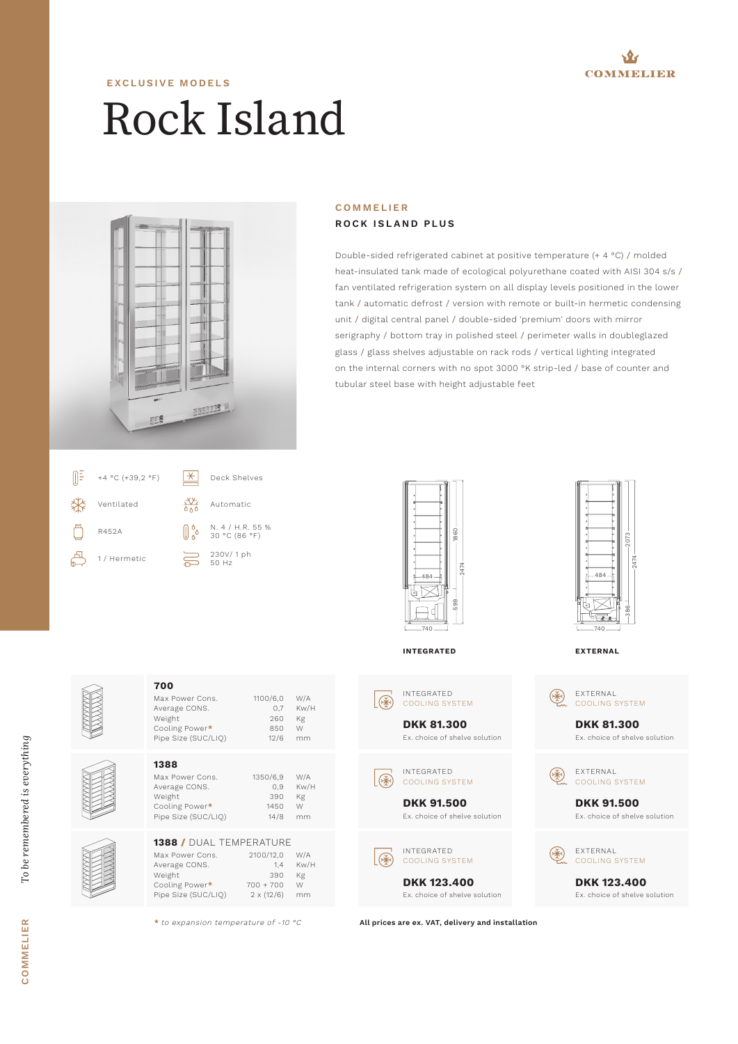EXCLUSIVE MODELS

# Rock Island

COMMELIER

**ROCK ISLAND PLUS**

Double-sided refrigerated cabinet at positive temperature (+ 4 °C) / molded heat-insulated tank made of ecological polyurethane coated with AISI 304 s/s / fan ventilated refrigeration system on all display levels positioned in the lower tank / automatic defrost / version with remote or built-in hermetic condensing unit / digital central panel / double-sided 'premium' doors with mirror serigraphy / bottom tray in polished steel / perimeter walls in doubleglazed glass / glass shelves adjustable on rack rods / vertical lighting integrated on the internal corners with no spot 3000 °K strip-led / base of counter and tubular steel base with height adjustable feet

| | |
|---|---|
| +4 °C (+39,2 °F) | Deck Shelves |
| Ventilated | Automatic |
| R452A | N. 4 / H.R. 55 % 30 °C (86 °F) |
| 1 / Hermetic | 230V/ 1 ph 50 Hz |

INTEGRATED

1860
2474
599
484
740

EXTERNAL

2073
2474
386
484
740

| Model | | | | Integrated cooling system | External cooling system |
|---|---|---|---|---|---|
| **700** | Max Power Cons. | 1100/6,0 | W/A | **DKK 81.300** Ex. choice of shelve solution | **DKK 81.300** Ex. choice of shelve solution |
| | Average CONS. | 0,7 | Kw/H | | |
| | Weight | 260 | Kg | | |
| | Cooling Power* | 850 | W | | |
| | Pipe Size (SUC/LIQ) | 12/6 | mm | | |
| **1388** | Max Power Cons. | 1350/6,9 | W/A | **DKK 91.500** Ex. choice of shelve solution | **DKK 91.500** Ex. choice of shelve solution |
| | Average CONS. | 0,9 | Kw/H | | |
| | Weight | 390 | Kg | | |
| | Cooling Power* | 1450 | W | | |
| | Pipe Size (SUC/LIQ) | 14/8 | mm | | |
| **1388** / DUAL TEMPERATURE | Max Power Cons. | 2100/12,0 | W/A | **DKK 123.400** Ex. choice of shelve solution | **DKK 123.400** Ex. choice of shelve solution |
| | Average CONS. | 1,4 | Kw/H | | |
| | Weight | 390 | Kg | | |
| | Cooling Power* | 700 + 700 | W | | |
| | Pipe Size (SUC/LIQ) | 2 x (12/6) | mm | | |

*\* to expansion temperature of -10 °C*

**All prices are ex. VAT, delivery and installation**

*To be remembered is everything*

COMMELIER